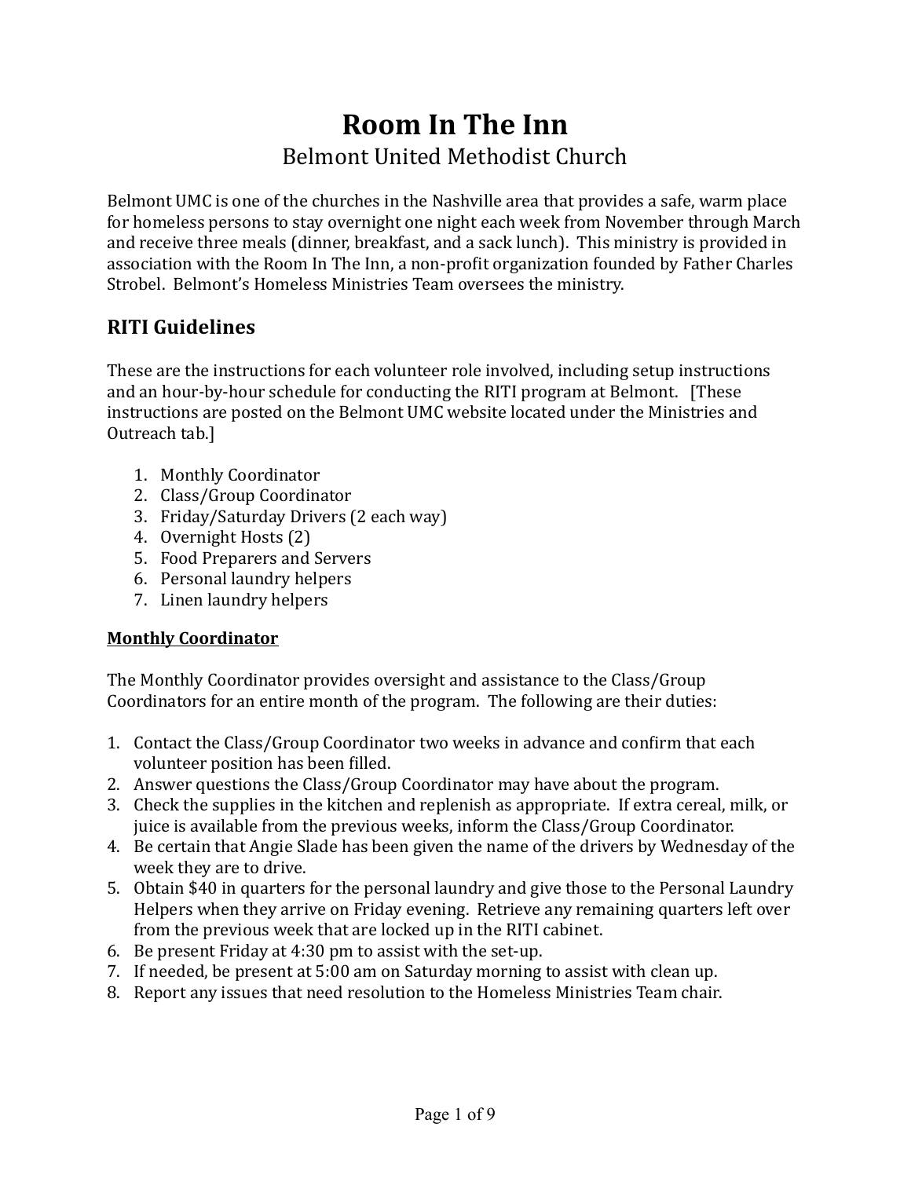# Room In The Inn

## Belmont United Methodist Church

Belmont UMC is one of the churches in the Nashville area that provides a safe, warm place for homeless persons to stay overnight one night each week from November through March and receive three meals (dinner, breakfast, and a sack lunch). This ministry is provided in association with the Room In The Inn, a non-profit organization founded by Father Charles Strobel. Belmont's Homeless Ministries Team oversees the ministry.

## RITI Guidelines

These are the instructions for each volunteer role involved, including setup instructions and an hour-by-hour schedule for conducting the RITI program at Belmont. [These instructions are posted on the Belmont UMC website located under the Ministries and Outreach tab.]

1. Monthly Coordinator
2. Class/Group Coordinator
3. Friday/Saturday Drivers (2 each way)
4. Overnight Hosts (2)
5. Food Preparers and Servers
6. Personal laundry helpers
7. Linen laundry helpers

**Monthly Coordinator**

The Monthly Coordinator provides oversight and assistance to the Class/Group Coordinators for an entire month of the program. The following are their duties:

1. Contact the Class/Group Coordinator two weeks in advance and confirm that each volunteer position has been filled.
2. Answer questions the Class/Group Coordinator may have about the program.
3. Check the supplies in the kitchen and replenish as appropriate. If extra cereal, milk, or juice is available from the previous weeks, inform the Class/Group Coordinator.
4. Be certain that Angie Slade has been given the name of the drivers by Wednesday of the week they are to drive.
5. Obtain $40 in quarters for the personal laundry and give those to the Personal Laundry Helpers when they arrive on Friday evening. Retrieve any remaining quarters left over from the previous week that are locked up in the RITI cabinet.
6. Be present Friday at 4:30 pm to assist with the set-up.
7. If needed, be present at 5:00 am on Saturday morning to assist with clean up.
8. Report any issues that need resolution to the Homeless Ministries Team chair.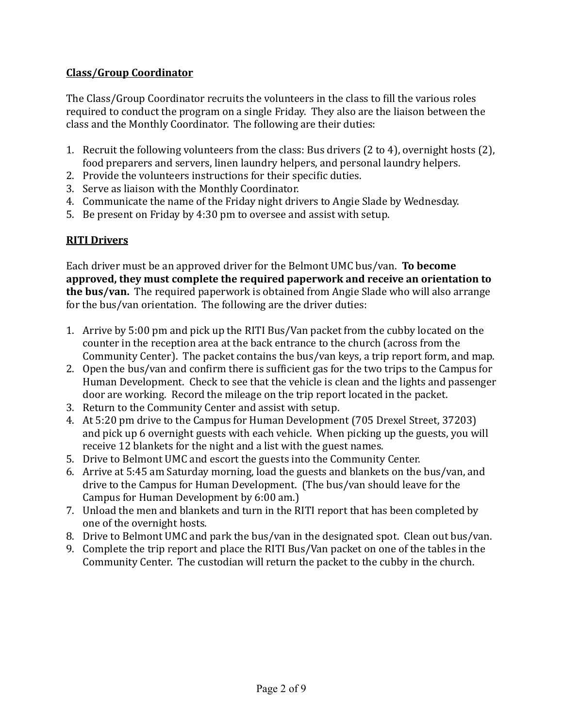**<u>Class/Group Coordinator</u>**

The Class/Group Coordinator recruits the volunteers in the class to fill the various roles required to conduct the program on a single Friday. They also are the liaison between the class and the Monthly Coordinator. The following are their duties:

1. Recruit the following volunteers from the class: Bus drivers (2 to 4), overnight hosts (2), food preparers and servers, linen laundry helpers, and personal laundry helpers.
2. Provide the volunteers instructions for their specific duties.
3. Serve as liaison with the Monthly Coordinator.
4. Communicate the name of the Friday night drivers to Angie Slade by Wednesday.
5. Be present on Friday by 4:30 pm to oversee and assist with setup.

**<u>RITI Drivers</u>**

Each driver must be an approved driver for the Belmont UMC bus/van. **To become approved, they must complete the required paperwork and receive an orientation to the bus/van.** The required paperwork is obtained from Angie Slade who will also arrange for the bus/van orientation. The following are the driver duties:

1. Arrive by 5:00 pm and pick up the RITI Bus/Van packet from the cubby located on the counter in the reception area at the back entrance to the church (across from the Community Center). The packet contains the bus/van keys, a trip report form, and map.
2. Open the bus/van and confirm there is sufficient gas for the two trips to the Campus for Human Development. Check to see that the vehicle is clean and the lights and passenger door are working. Record the mileage on the trip report located in the packet.
3. Return to the Community Center and assist with setup.
4. At 5:20 pm drive to the Campus for Human Development (705 Drexel Street, 37203) and pick up 6 overnight guests with each vehicle. When picking up the guests, you will receive 12 blankets for the night and a list with the guest names.
5. Drive to Belmont UMC and escort the guests into the Community Center.
6. Arrive at 5:45 am Saturday morning, load the guests and blankets on the bus/van, and drive to the Campus for Human Development. (The bus/van should leave for the Campus for Human Development by 6:00 am.)
7. Unload the men and blankets and turn in the RITI report that has been completed by one of the overnight hosts.
8. Drive to Belmont UMC and park the bus/van in the designated spot. Clean out bus/van.
9. Complete the trip report and place the RITI Bus/Van packet on one of the tables in the Community Center. The custodian will return the packet to the cubby in the church.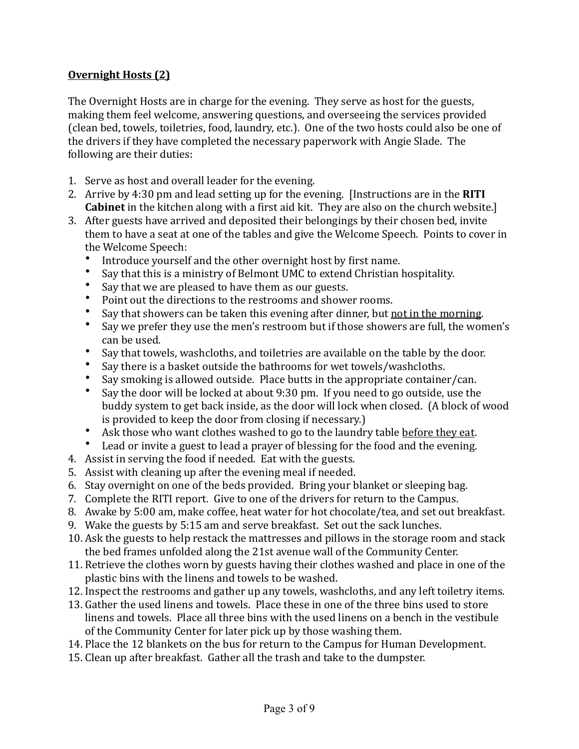**<u>Overnight Hosts (2)</u>**

The Overnight Hosts are in charge for the evening. They serve as host for the guests, making them feel welcome, answering questions, and overseeing the services provided (clean bed, towels, toiletries, food, laundry, etc.). One of the two hosts could also be one of the drivers if they have completed the necessary paperwork with Angie Slade. The following are their duties:

1. Serve as host and overall leader for the evening.
2. Arrive by 4:30 pm and lead setting up for the evening. [Instructions are in the **RITI Cabinet** in the kitchen along with a first aid kit. They are also on the church website.]
3. After guests have arrived and deposited their belongings by their chosen bed, invite them to have a seat at one of the tables and give the Welcome Speech. Points to cover in the Welcome Speech:
   - Introduce yourself and the other overnight host by first name.
   - Say that this is a ministry of Belmont UMC to extend Christian hospitality.
   - Say that we are pleased to have them as our guests.
   - Point out the directions to the restrooms and shower rooms.
   - Say that showers can be taken this evening after dinner, but <u>not in the morning</u>.
   - Say we prefer they use the men's restroom but if those showers are full, the women's can be used.
   - Say that towels, washcloths, and toiletries are available on the table by the door.
   - Say there is a basket outside the bathrooms for wet towels/washcloths.
   - Say smoking is allowed outside. Place butts in the appropriate container/can.
   - Say the door will be locked at about 9:30 pm. If you need to go outside, use the buddy system to get back inside, as the door will lock when closed. (A block of wood is provided to keep the door from closing if necessary.)
   - Ask those who want clothes washed to go to the laundry table <u>before they eat</u>.
   - Lead or invite a guest to lead a prayer of blessing for the food and the evening.
4. Assist in serving the food if needed. Eat with the guests.
5. Assist with cleaning up after the evening meal if needed.
6. Stay overnight on one of the beds provided. Bring your blanket or sleeping bag.
7. Complete the RITI report. Give to one of the drivers for return to the Campus.
8. Awake by 5:00 am, make coffee, heat water for hot chocolate/tea, and set out breakfast.
9. Wake the guests by 5:15 am and serve breakfast. Set out the sack lunches.
10. Ask the guests to help restack the mattresses and pillows in the storage room and stack the bed frames unfolded along the 21st avenue wall of the Community Center.
11. Retrieve the clothes worn by guests having their clothes washed and place in one of the plastic bins with the linens and towels to be washed.
12. Inspect the restrooms and gather up any towels, washcloths, and any left toiletry items.
13. Gather the used linens and towels. Place these in one of the three bins used to store linens and towels. Place all three bins with the used linens on a bench in the vestibule of the Community Center for later pick up by those washing them.
14. Place the 12 blankets on the bus for return to the Campus for Human Development.
15. Clean up after breakfast. Gather all the trash and take to the dumpster.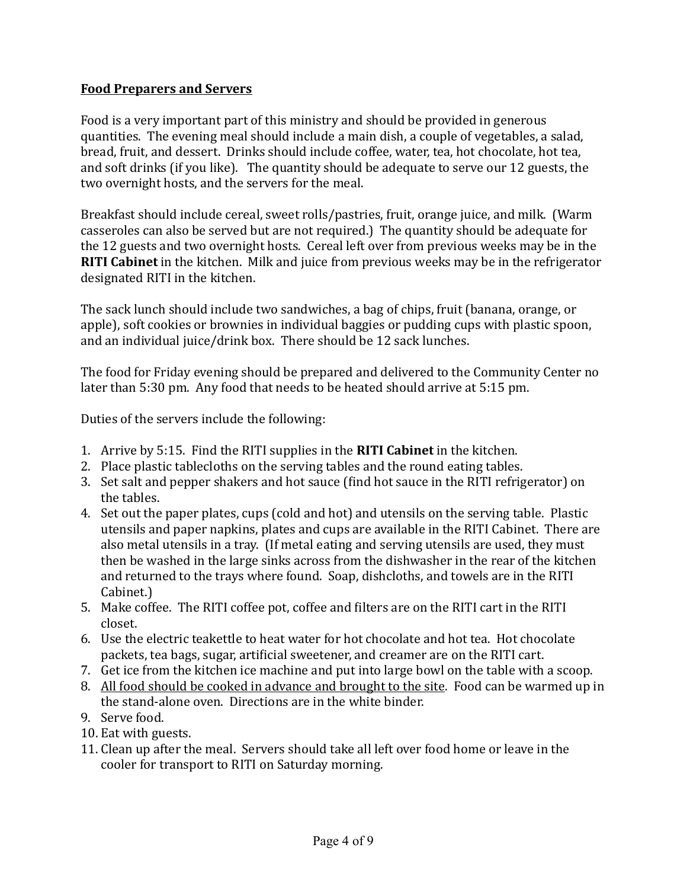## **Food Preparers and Servers**

Food is a very important part of this ministry and should be provided in generous quantities. The evening meal should include a main dish, a couple of vegetables, a salad, bread, fruit, and dessert. Drinks should include coffee, water, tea, hot chocolate, hot tea, and soft drinks (if you like). The quantity should be adequate to serve our 12 guests, the two overnight hosts, and the servers for the meal.

Breakfast should include cereal, sweet rolls/pastries, fruit, orange juice, and milk. (Warm casseroles can also be served but are not required.) The quantity should be adequate for the 12 guests and two overnight hosts. Cereal left over from previous weeks may be in the **RITI Cabinet** in the kitchen. Milk and juice from previous weeks may be in the refrigerator designated RITI in the kitchen.

The sack lunch should include two sandwiches, a bag of chips, fruit (banana, orange, or apple), soft cookies or brownies in individual baggies or pudding cups with plastic spoon, and an individual juice/drink box. There should be 12 sack lunches.

The food for Friday evening should be prepared and delivered to the Community Center no later than 5:30 pm. Any food that needs to be heated should arrive at 5:15 pm.

Duties of the servers include the following:

1. Arrive by 5:15. Find the RITI supplies in the **RITI Cabinet** in the kitchen.
2. Place plastic tablecloths on the serving tables and the round eating tables.
3. Set salt and pepper shakers and hot sauce (find hot sauce in the RITI refrigerator) on the tables.
4. Set out the paper plates, cups (cold and hot) and utensils on the serving table. Plastic utensils and paper napkins, plates and cups are available in the RITI Cabinet. There are also metal utensils in a tray. (If metal eating and serving utensils are used, they must then be washed in the large sinks across from the dishwasher in the rear of the kitchen and returned to the trays where found. Soap, dishcloths, and towels are in the RITI Cabinet.)
5. Make coffee. The RITI coffee pot, coffee and filters are on the RITI cart in the RITI closet.
6. Use the electric teakettle to heat water for hot chocolate and hot tea. Hot chocolate packets, tea bags, sugar, artificial sweetener, and creamer are on the RITI cart.
7. Get ice from the kitchen ice machine and put into large bowl on the table with a scoop.
8. <u>All food should be cooked in advance and brought to the site</u>. Food can be warmed up in the stand-alone oven. Directions are in the white binder.
9. Serve food.
10. Eat with guests.
11. Clean up after the meal. Servers should take all left over food home or leave in the cooler for transport to RITI on Saturday morning.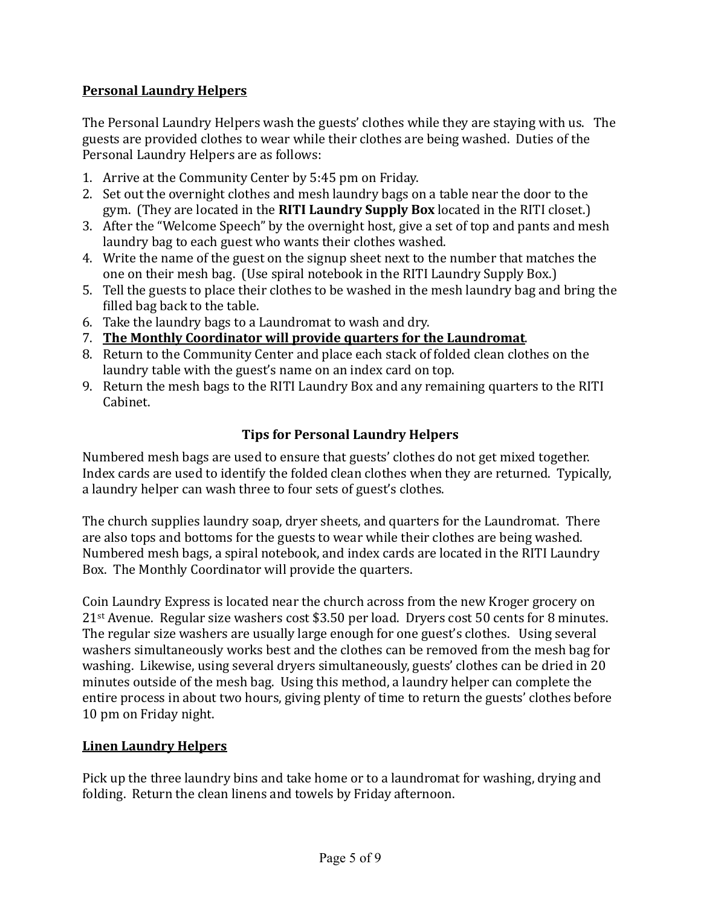## Personal Laundry Helpers

The Personal Laundry Helpers wash the guests' clothes while they are staying with us. The guests are provided clothes to wear while their clothes are being washed. Duties of the Personal Laundry Helpers are as follows:

1. Arrive at the Community Center by 5:45 pm on Friday.
2. Set out the overnight clothes and mesh laundry bags on a table near the door to the gym. (They are located in the **RITI Laundry Supply Box** located in the RITI closet.)
3. After the "Welcome Speech" by the overnight host, give a set of top and pants and mesh laundry bag to each guest who wants their clothes washed.
4. Write the name of the guest on the signup sheet next to the number that matches the one on their mesh bag. (Use spiral notebook in the RITI Laundry Supply Box.)
5. Tell the guests to place their clothes to be washed in the mesh laundry bag and bring the filled bag back to the table.
6. Take the laundry bags to a Laundromat to wash and dry.
7. <u>**The Monthly Coordinator will provide quarters for the Laundromat**</u>.
8. Return to the Community Center and place each stack of folded clean clothes on the laundry table with the guest's name on an index card on top.
9. Return the mesh bags to the RITI Laundry Box and any remaining quarters to the RITI Cabinet.

### Tips for Personal Laundry Helpers

Numbered mesh bags are used to ensure that guests' clothes do not get mixed together. Index cards are used to identify the folded clean clothes when they are returned. Typically, a laundry helper can wash three to four sets of guest's clothes.

The church supplies laundry soap, dryer sheets, and quarters for the Laundromat. There are also tops and bottoms for the guests to wear while their clothes are being washed. Numbered mesh bags, a spiral notebook, and index cards are located in the RITI Laundry Box. The Monthly Coordinator will provide the quarters.

Coin Laundry Express is located near the church across from the new Kroger grocery on 21st Avenue. Regular size washers cost $3.50 per load. Dryers cost 50 cents for 8 minutes. The regular size washers are usually large enough for one guest's clothes. Using several washers simultaneously works best and the clothes can be removed from the mesh bag for washing. Likewise, using several dryers simultaneously, guests' clothes can be dried in 20 minutes outside of the mesh bag. Using this method, a laundry helper can complete the entire process in about two hours, giving plenty of time to return the guests' clothes before 10 pm on Friday night.

## Linen Laundry Helpers

Pick up the three laundry bins and take home or to a laundromat for washing, drying and folding. Return the clean linens and towels by Friday afternoon.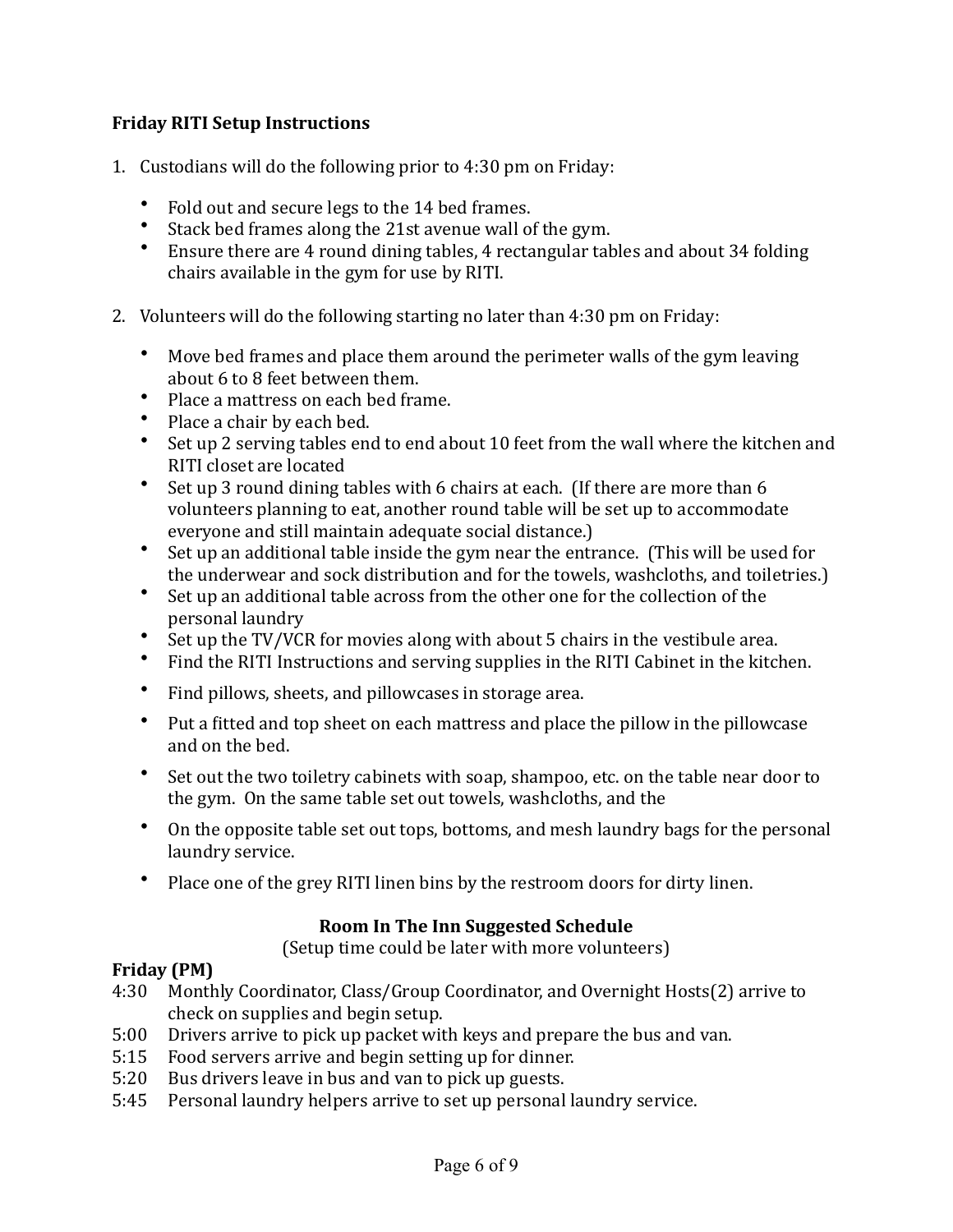**Friday RITI Setup Instructions**

1. Custodians will do the following prior to 4:30 pm on Friday:

    - Fold out and secure legs to the 14 bed frames.
    - Stack bed frames along the 21st avenue wall of the gym.
    - Ensure there are 4 round dining tables, 4 rectangular tables and about 34 folding chairs available in the gym for use by RITI.

2. Volunteers will do the following starting no later than 4:30 pm on Friday:

    - Move bed frames and place them around the perimeter walls of the gym leaving about 6 to 8 feet between them.
    - Place a mattress on each bed frame.
    - Place a chair by each bed.
    - Set up 2 serving tables end to end about 10 feet from the wall where the kitchen and RITI closet are located
    - Set up 3 round dining tables with 6 chairs at each. (If there are more than 6 volunteers planning to eat, another round table will be set up to accommodate everyone and still maintain adequate social distance.)
    - Set up an additional table inside the gym near the entrance. (This will be used for the underwear and sock distribution and for the towels, washcloths, and toiletries.)
    - Set up an additional table across from the other one for the collection of the personal laundry
    - Set up the TV/VCR for movies along with about 5 chairs in the vestibule area.
    - Find the RITI Instructions and serving supplies in the RITI Cabinet in the kitchen.
    - Find pillows, sheets, and pillowcases in storage area.
    - Put a fitted and top sheet on each mattress and place the pillow in the pillowcase and on the bed.
    - Set out the two toiletry cabinets with soap, shampoo, etc. on the table near door to the gym. On the same table set out towels, washcloths, and the
    - On the opposite table set out tops, bottoms, and mesh laundry bags for the personal laundry service.
    - Place one of the grey RITI linen bins by the restroom doors for dirty linen.

**Room In The Inn Suggested Schedule**

(Setup time could be later with more volunteers)

**Friday (PM)**

4:30 Monthly Coordinator, Class/Group Coordinator, and Overnight Hosts(2) arrive to check on supplies and begin setup.
5:00 Drivers arrive to pick up packet with keys and prepare the bus and van.
5:15 Food servers arrive and begin setting up for dinner.
5:20 Bus drivers leave in bus and van to pick up guests.
5:45 Personal laundry helpers arrive to set up personal laundry service.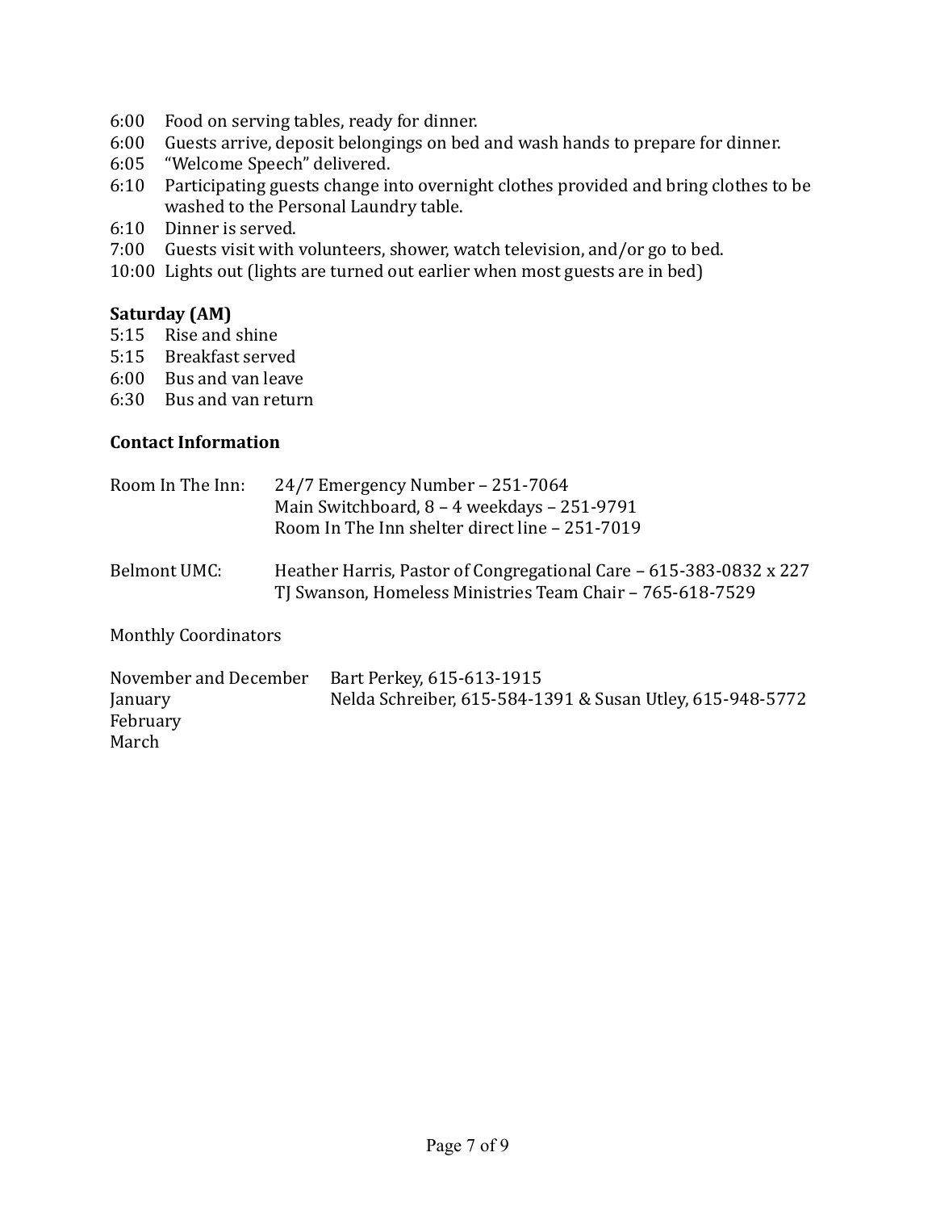6:00 Food on serving tables, ready for dinner.
6:00 Guests arrive, deposit belongings on bed and wash hands to prepare for dinner.
6:05 "Welcome Speech" delivered.
6:10 Participating guests change into overnight clothes provided and bring clothes to be washed to the Personal Laundry table.
6:10 Dinner is served.
7:00 Guests visit with volunteers, shower, watch television, and/or go to bed.
10:00 Lights out (lights are turned out earlier when most guests are in bed)

**Saturday (AM)**

5:15 Rise and shine
5:15 Breakfast served
6:00 Bus and van leave
6:30 Bus and van return

**Contact Information**

Room In The Inn:
24/7 Emergency Number – 251-7064
Main Switchboard, 8 – 4 weekdays – 251-9791
Room In The Inn shelter direct line – 251-7019

Belmont UMC:
Heather Harris, Pastor of Congregational Care – 615-383-0832 x 227
TJ Swanson, Homeless Ministries Team Chair – 765-618-7529

Monthly Coordinators

| | |
|---|---|
| November and December | Bart Perkey, 615-613-1915 |
| January | Nelda Schreiber, 615-584-1391 & Susan Utley, 615-948-5772 |
| February | |
| March | |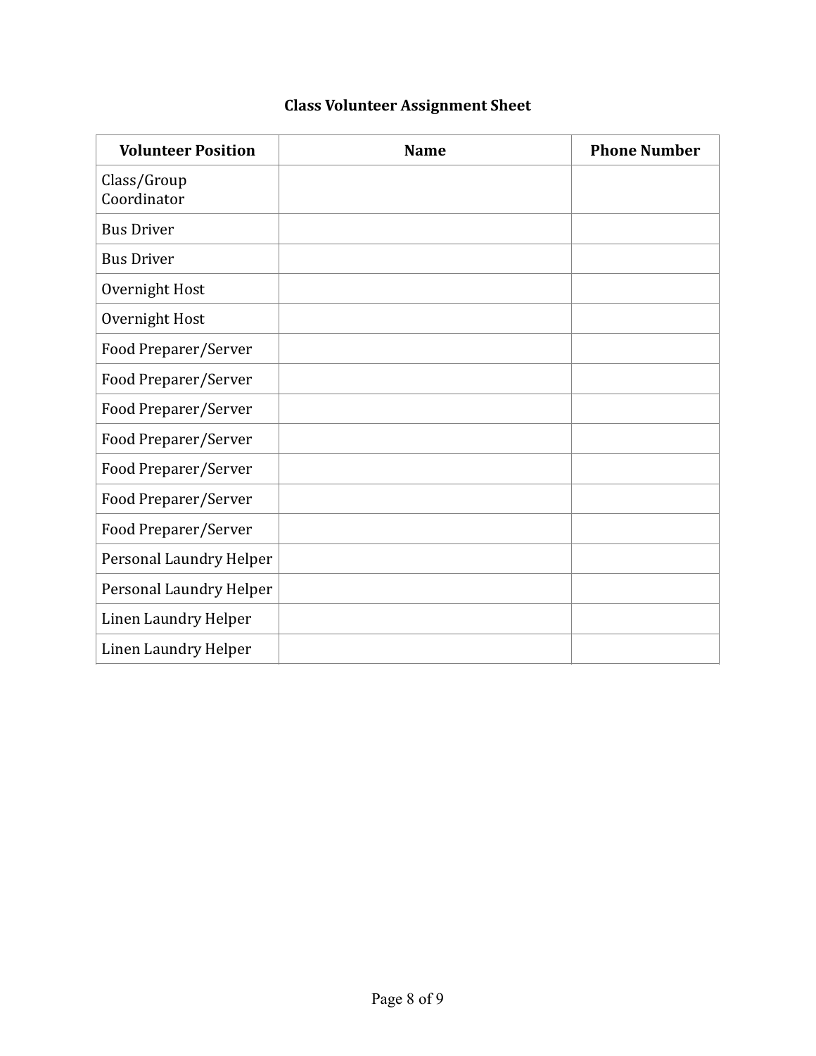**Class Volunteer Assignment Sheet**

| Volunteer Position | Name | Phone Number |
| --- | --- | --- |
| Class/Group Coordinator | | |
| Bus Driver | | |
| Bus Driver | | |
| Overnight Host | | |
| Overnight Host | | |
| Food Preparer/Server | | |
| Food Preparer/Server | | |
| Food Preparer/Server | | |
| Food Preparer/Server | | |
| Food Preparer/Server | | |
| Food Preparer/Server | | |
| Food Preparer/Server | | |
| Personal Laundry Helper | | |
| Personal Laundry Helper | | |
| Linen Laundry Helper | | |
| Linen Laundry Helper | | |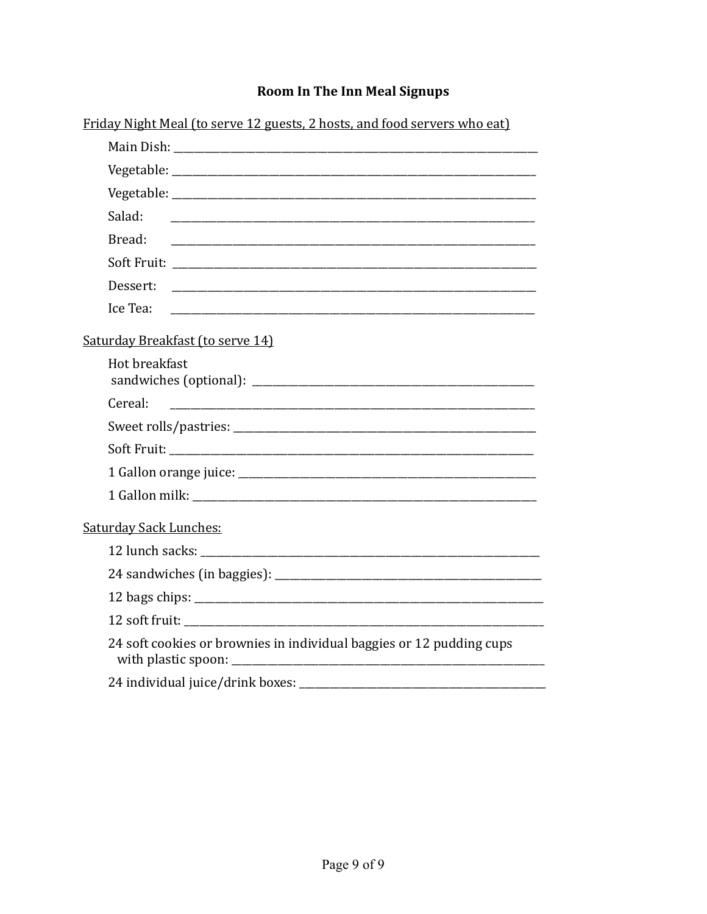## Room In The Inn Meal Signups

Friday Night Meal (to serve 12 guests, 2 hosts, and food servers who eat)

Main Dish: ______________________________________________________________________

Vegetable: ______________________________________________________________________

Vegetable: ______________________________________________________________________

Salad: ______________________________________________________________________

Bread: ______________________________________________________________________

Soft Fruit: ______________________________________________________________________

Dessert: ______________________________________________________________________

Ice Tea: ______________________________________________________________________

Saturday Breakfast (to serve 14)

Hot breakfast sandwiches (optional): ______________________________________________________

Cereal: ______________________________________________________________________

Sweet rolls/pastries: ______________________________________________________________

Soft Fruit: ______________________________________________________________________

1 Gallon orange juice: ______________________________________________________________

1 Gallon milk: ___________________________________________________________________

Saturday Sack Lunches:

12 lunch sacks: __________________________________________________________________

24 sandwiches (in baggies): _________________________________________________________

12 bags chips: ___________________________________________________________________

12 soft fruit: ____________________________________________________________________

24 soft cookies or brownies in individual baggies or 12 pudding cups with plastic spoon: ______________________________________________________________

24 individual juice/drink boxes: ______________________________________________________